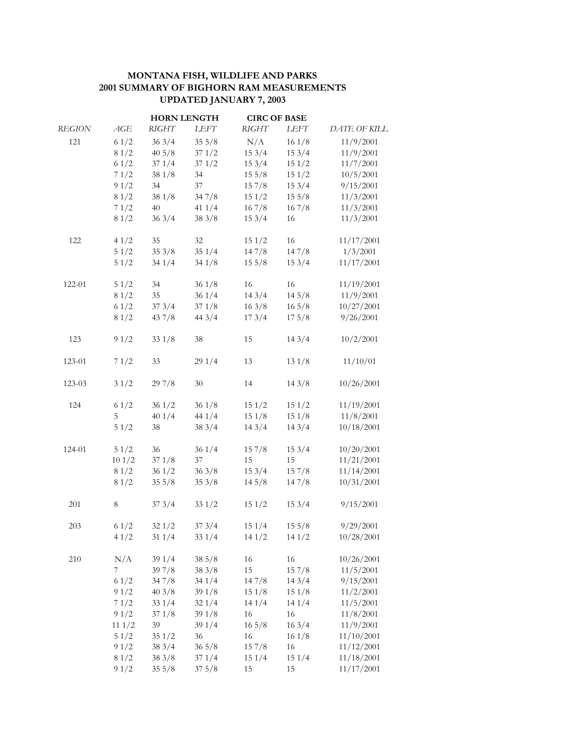# MONTANA FISH, WILDLIFE AND PARKS
## 2001 SUMMARY OF BIGHORN RAM MEASUREMENTS
### UPDATED JANUARY 7, 2003

| | | HORN LENGTH | | CIRC OF BASE | | |
|---|---|---|---|---|---|---|
| *REGION* | *AGE* | *RIGHT* | *LEFT* | *RIGHT* | *LEFT* | *DATE OF KILL* |
| 121 | 6 1/2 | 36 3/4 | 35 5/8 | N/A | 16 1/8 | 11/9/2001 |
| | 8 1/2 | 40 5/8 | 37 1/2 | 15 3/4 | 15 3/4 | 11/9/2001 |
| | 6 1/2 | 37 1/4 | 37 1/2 | 15 3/4 | 15 1/2 | 11/7/2001 |
| | 7 1/2 | 38 1/8 | 34 | 15 5/8 | 15 1/2 | 10/5/2001 |
| | 9 1/2 | 34 | 37 | 15 7/8 | 15 3/4 | 9/15/2001 |
| | 8 1/2 | 38 1/8 | 34 7/8 | 15 1/2 | 15 5/8 | 11/3/2001 |
| | 7 1/2 | 40 | 41 1/4 | 16 7/8 | 16 7/8 | 11/3/2001 |
| | 8 1/2 | 36 3/4 | 38 3/8 | 15 3/4 | 16 | 11/3/2001 |
| 122 | 4 1/2 | 35 | 32 | 15 1/2 | 16 | 11/17/2001 |
| | 5 1/2 | 35 3/8 | 35 1/4 | 14 7/8 | 14 7/8 | 1/3/2001 |
| | 5 1/2 | 34 1/4 | 34 1/8 | 15 5/8 | 15 3/4 | 11/17/2001 |
| 122-01 | 5 1/2 | 34 | 36 1/8 | 16 | 16 | 11/19/2001 |
| | 8 1/2 | 35 | 36 1/4 | 14 3/4 | 14 5/8 | 11/9/2001 |
| | 6 1/2 | 37 3/4 | 37 1/8 | 16 3/8 | 16 5/8 | 10/27/2001 |
| | 8 1/2 | 43 7/8 | 44 3/4 | 17 3/4 | 17 5/8 | 9/26/2001 |
| 123 | 9 1/2 | 33 1/8 | 38 | 15 | 14 3/4 | 10/2/2001 |
| 123-01 | 7 1/2 | 33 | 29 1/4 | 13 | 13 1/8 | 11/10/01 |
| 123-03 | 3 1/2 | 29 7/8 | 30 | 14 | 14 3/8 | 10/26/2001 |
| 124 | 6 1/2 | 36 1/2 | 36 1/8 | 15 1/2 | 15 1/2 | 11/19/2001 |
| | 5 | 40 1/4 | 44 1/4 | 15 1/8 | 15 1/8 | 11/8/2001 |
| | 5 1/2 | 38 | 38 3/4 | 14 3/4 | 14 3/4 | 10/18/2001 |
| 124-01 | 5 1/2 | 36 | 36 1/4 | 15 7/8 | 15 3/4 | 10/20/2001 |
| | 10 1/2 | 37 1/8 | 37 | 15 | 15 | 11/21/2001 |
| | 8 1/2 | 36 1/2 | 36 3/8 | 15 3/4 | 15 7/8 | 11/14/2001 |
| | 8 1/2 | 35 5/8 | 35 3/8 | 14 5/8 | 14 7/8 | 10/31/2001 |
| 201 | 8 | 37 3/4 | 33 1/2 | 15 1/2 | 15 3/4 | 9/15/2001 |
| 203 | 6 1/2 | 32 1/2 | 37 3/4 | 15 1/4 | 15 5/8 | 9/29/2001 |
| | 4 1/2 | 31 1/4 | 33 1/4 | 14 1/2 | 14 1/2 | 10/28/2001 |
| 210 | N/A | 39 1/4 | 38 5/8 | 16 | 16 | 10/26/2001 |
| | 7 | 39 7/8 | 38 3/8 | 15 | 15 7/8 | 11/5/2001 |
| | 6 1/2 | 34 7/8 | 34 1/4 | 14 7/8 | 14 3/4 | 9/15/2001 |
| | 9 1/2 | 40 3/8 | 39 1/8 | 15 1/8 | 15 1/8 | 11/2/2001 |
| | 7 1/2 | 33 1/4 | 32 1/4 | 14 1/4 | 14 1/4 | 11/5/2001 |
| | 9 1/2 | 37 1/8 | 39 1/8 | 16 | 16 | 11/8/2001 |
| | 11 1/2 | 39 | 39 1/4 | 16 5/8 | 16 3/4 | 11/9/2001 |
| | 5 1/2 | 35 1/2 | 36 | 16 | 16 1/8 | 11/10/2001 |
| | 9 1/2 | 38 3/4 | 36 5/8 | 15 7/8 | 16 | 11/12/2001 |
| | 8 1/2 | 38 3/8 | 37 1/4 | 15 1/4 | 15 1/4 | 11/18/2001 |
| | 9 1/2 | 35 5/8 | 37 5/8 | 15 | 15 | 11/17/2001 |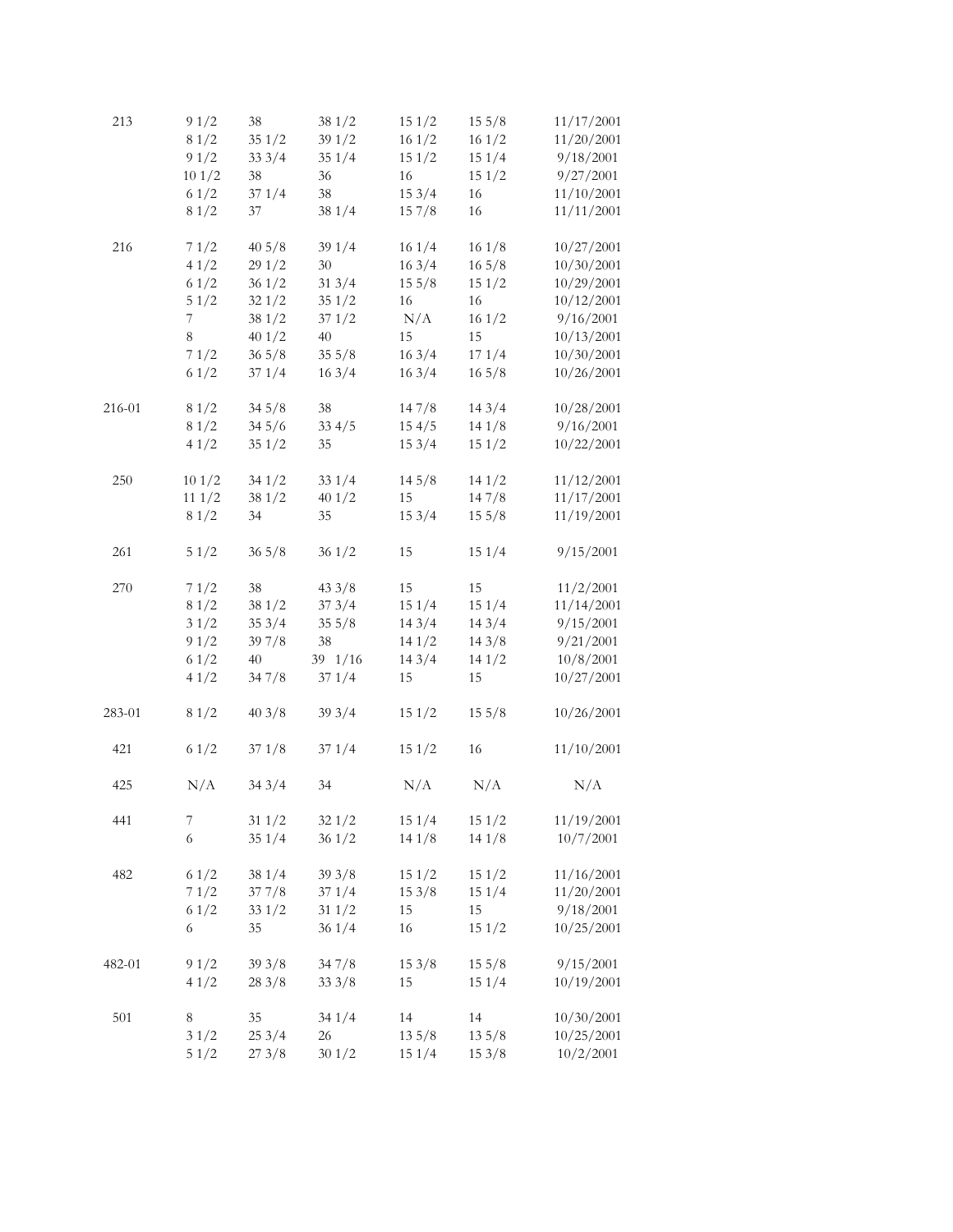| | | | | | | |
|---|---|---|---|---|---|---|
| 213 | 9 1/2 | 38 | 38 1/2 | 15 1/2 | 15 5/8 | 11/17/2001 |
| | 8 1/2 | 35 1/2 | 39 1/2 | 16 1/2 | 16 1/2 | 11/20/2001 |
| | 9 1/2 | 33 3/4 | 35 1/4 | 15 1/2 | 15 1/4 | 9/18/2001 |
| | 10 1/2 | 38 | 36 | 16 | 15 1/2 | 9/27/2001 |
| | 6 1/2 | 37 1/4 | 38 | 15 3/4 | 16 | 11/10/2001 |
| | 8 1/2 | 37 | 38 1/4 | 15 7/8 | 16 | 11/11/2001 |
| | | | | | | |
| 216 | 7 1/2 | 40 5/8 | 39 1/4 | 16 1/4 | 16 1/8 | 10/27/2001 |
| | 4 1/2 | 29 1/2 | 30 | 16 3/4 | 16 5/8 | 10/30/2001 |
| | 6 1/2 | 36 1/2 | 31 3/4 | 15 5/8 | 15 1/2 | 10/29/2001 |
| | 5 1/2 | 32 1/2 | 35 1/2 | 16 | 16 | 10/12/2001 |
| | 7 | 38 1/2 | 37 1/2 | N/A | 16 1/2 | 9/16/2001 |
| | 8 | 40 1/2 | 40 | 15 | 15 | 10/13/2001 |
| | 7 1/2 | 36 5/8 | 35 5/8 | 16 3/4 | 17 1/4 | 10/30/2001 |
| | 6 1/2 | 37 1/4 | 16 3/4 | 16 3/4 | 16 5/8 | 10/26/2001 |
| | | | | | | |
| 216-01 | 8 1/2 | 34 5/8 | 38 | 14 7/8 | 14 3/4 | 10/28/2001 |
| | 8 1/2 | 34 5/6 | 33 4/5 | 15 4/5 | 14 1/8 | 9/16/2001 |
| | 4 1/2 | 35 1/2 | 35 | 15 3/4 | 15 1/2 | 10/22/2001 |
| | | | | | | |
| 250 | 10 1/2 | 34 1/2 | 33 1/4 | 14 5/8 | 14 1/2 | 11/12/2001 |
| | 11 1/2 | 38 1/2 | 40 1/2 | 15 | 14 7/8 | 11/17/2001 |
| | 8 1/2 | 34 | 35 | 15 3/4 | 15 5/8 | 11/19/2001 |
| | | | | | | |
| 261 | 5 1/2 | 36 5/8 | 36 1/2 | 15 | 15 1/4 | 9/15/2001 |
| | | | | | | |
| 270 | 7 1/2 | 38 | 43 3/8 | 15 | 15 | 11/2/2001 |
| | 8 1/2 | 38 1/2 | 37 3/4 | 15 1/4 | 15 1/4 | 11/14/2001 |
| | 3 1/2 | 35 3/4 | 35 5/8 | 14 3/4 | 14 3/4 | 9/15/2001 |
| | 9 1/2 | 39 7/8 | 38 | 14 1/2 | 14 3/8 | 9/21/2001 |
| | 6 1/2 | 40 | 39 1/16 | 14 3/4 | 14 1/2 | 10/8/2001 |
| | 4 1/2 | 34 7/8 | 37 1/4 | 15 | 15 | 10/27/2001 |
| | | | | | | |
| 283-01 | 8 1/2 | 40 3/8 | 39 3/4 | 15 1/2 | 15 5/8 | 10/26/2001 |
| | | | | | | |
| 421 | 6 1/2 | 37 1/8 | 37 1/4 | 15 1/2 | 16 | 11/10/2001 |
| | | | | | | |
| 425 | N/A | 34 3/4 | 34 | N/A | N/A | N/A |
| | | | | | | |
| 441 | 7 | 31 1/2 | 32 1/2 | 15 1/4 | 15 1/2 | 11/19/2001 |
| | 6 | 35 1/4 | 36 1/2 | 14 1/8 | 14 1/8 | 10/7/2001 |
| | | | | | | |
| 482 | 6 1/2 | 38 1/4 | 39 3/8 | 15 1/2 | 15 1/2 | 11/16/2001 |
| | 7 1/2 | 37 7/8 | 37 1/4 | 15 3/8 | 15 1/4 | 11/20/2001 |
| | 6 1/2 | 33 1/2 | 31 1/2 | 15 | 15 | 9/18/2001 |
| | 6 | 35 | 36 1/4 | 16 | 15 1/2 | 10/25/2001 |
| | | | | | | |
| 482-01 | 9 1/2 | 39 3/8 | 34 7/8 | 15 3/8 | 15 5/8 | 9/15/2001 |
| | 4 1/2 | 28 3/8 | 33 3/8 | 15 | 15 1/4 | 10/19/2001 |
| | | | | | | |
| 501 | 8 | 35 | 34 1/4 | 14 | 14 | 10/30/2001 |
| | 3 1/2 | 25 3/4 | 26 | 13 5/8 | 13 5/8 | 10/25/2001 |
| | 5 1/2 | 27 3/8 | 30 1/2 | 15 1/4 | 15 3/8 | 10/2/2001 |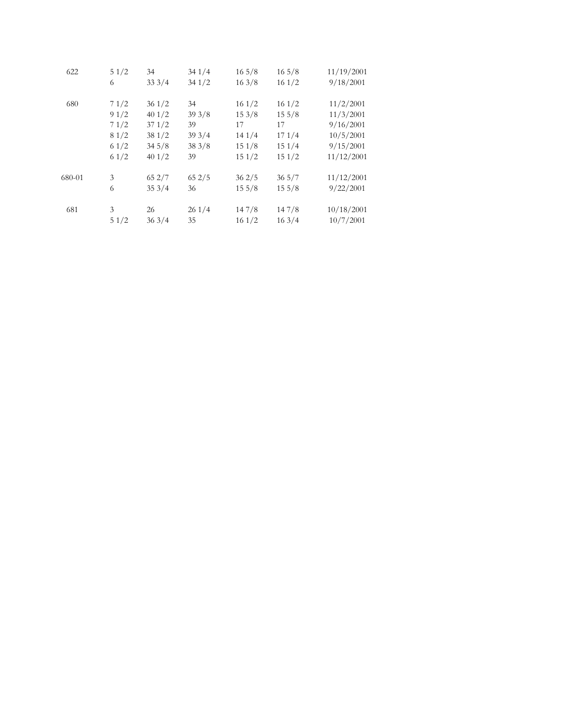| | | | | | | |
|---|---|---|---|---|---|---|
| 622 | 5 1/2 | 34 | 34 1/4 | 16 5/8 | 16 5/8 | 11/19/2001 |
| | 6 | 33 3/4 | 34 1/2 | 16 3/8 | 16 1/2 | 9/18/2001 |
| | | | | | | |
| 680 | 7 1/2 | 36 1/2 | 34 | 16 1/2 | 16 1/2 | 11/2/2001 |
| | 9 1/2 | 40 1/2 | 39 3/8 | 15 3/8 | 15 5/8 | 11/3/2001 |
| | 7 1/2 | 37 1/2 | 39 | 17 | 17 | 9/16/2001 |
| | 8 1/2 | 38 1/2 | 39 3/4 | 14 1/4 | 17 1/4 | 10/5/2001 |
| | 6 1/2 | 34 5/8 | 38 3/8 | 15 1/8 | 15 1/4 | 9/15/2001 |
| | 6 1/2 | 40 1/2 | 39 | 15 1/2 | 15 1/2 | 11/12/2001 |
| | | | | | | |
| 680-01 | 3 | 65 2/7 | 65 2/5 | 36 2/5 | 36 5/7 | 11/12/2001 |
| | 6 | 35 3/4 | 36 | 15 5/8 | 15 5/8 | 9/22/2001 |
| | | | | | | |
| 681 | 3 | 26 | 26 1/4 | 14 7/8 | 14 7/8 | 10/18/2001 |
| | 5 1/2 | 36 3/4 | 35 | 16 1/2 | 16 3/4 | 10/7/2001 |